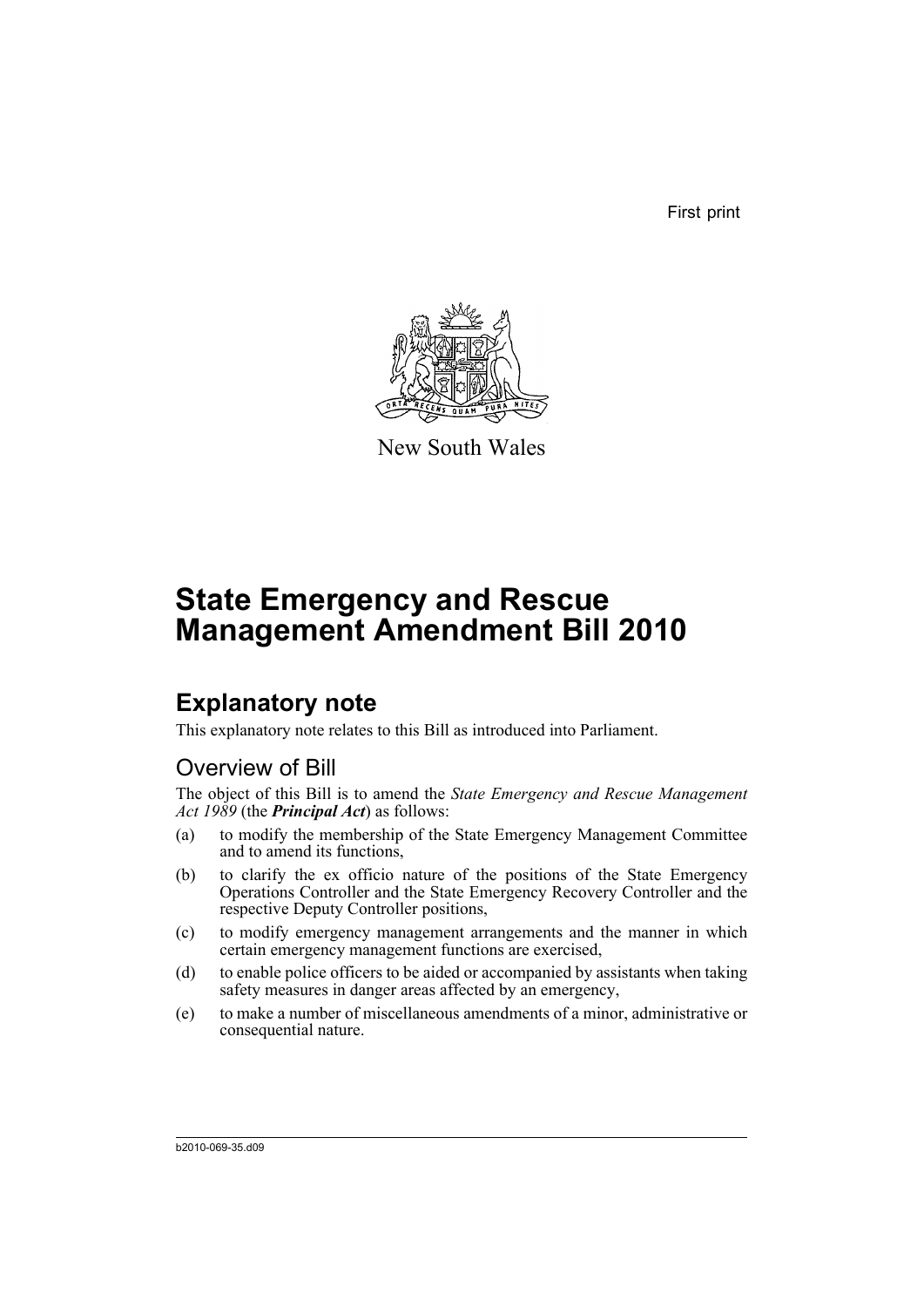First print

New South Wales

# State Emergency and Rescue Management Amendment Bill 2010

## Explanatory note

This explanatory note relates to this Bill as introduced into Parliament.

### Overview of Bill

The object of this Bill is to amend the *State Emergency and Rescue Management Act 1989* (the ***Principal Act***) as follows:

(a) to modify the membership of the State Emergency Management Committee and to amend its functions,

(b) to clarify the ex officio nature of the positions of the State Emergency Operations Controller and the State Emergency Recovery Controller and the respective Deputy Controller positions,

(c) to modify emergency management arrangements and the manner in which certain emergency management functions are exercised,

(d) to enable police officers to be aided or accompanied by assistants when taking safety measures in danger areas affected by an emergency,

(e) to make a number of miscellaneous amendments of a minor, administrative or consequential nature.

b2010-069-35.d09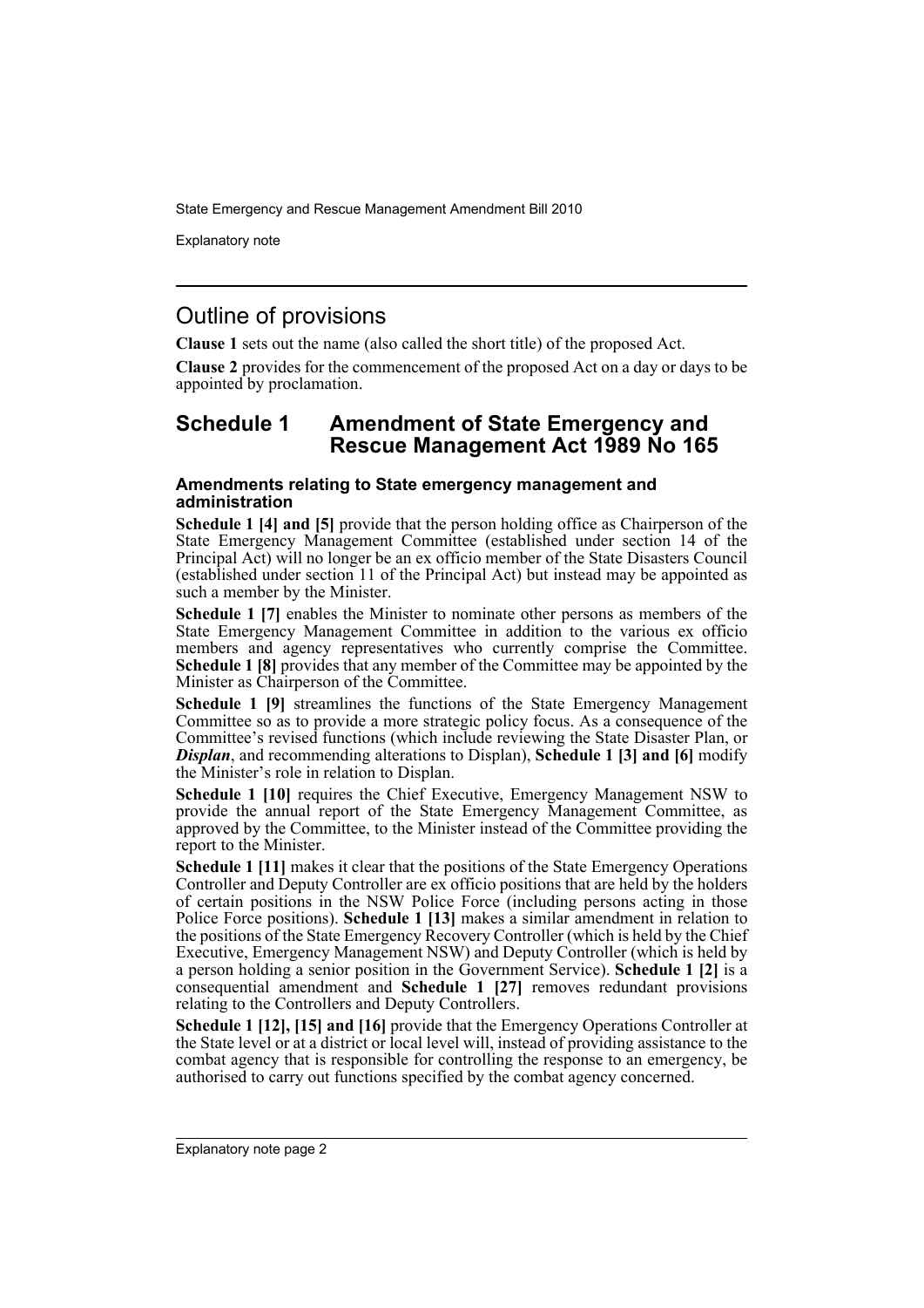## Outline of provisions

**Clause 1** sets out the name (also called the short title) of the proposed Act.

**Clause 2** provides for the commencement of the proposed Act on a day or days to be appointed by proclamation.

## Schedule 1 Amendment of State Emergency and Rescue Management Act 1989 No 165

### Amendments relating to State emergency management and administration

**Schedule 1 [4] and [5]** provide that the person holding office as Chairperson of the State Emergency Management Committee (established under section 14 of the Principal Act) will no longer be an ex officio member of the State Disasters Council (established under section 11 of the Principal Act) but instead may be appointed as such a member by the Minister.

**Schedule 1 [7]** enables the Minister to nominate other persons as members of the State Emergency Management Committee in addition to the various ex officio members and agency representatives who currently comprise the Committee. **Schedule 1 [8]** provides that any member of the Committee may be appointed by the Minister as Chairperson of the Committee.

**Schedule 1 [9]** streamlines the functions of the State Emergency Management Committee so as to provide a more strategic policy focus. As a consequence of the Committee's revised functions (which include reviewing the State Disaster Plan, or ***Displan***, and recommending alterations to Displan), **Schedule 1 [3] and [6]** modify the Minister's role in relation to Displan.

**Schedule 1 [10]** requires the Chief Executive, Emergency Management NSW to provide the annual report of the State Emergency Management Committee, as approved by the Committee, to the Minister instead of the Committee providing the report to the Minister.

**Schedule 1 [11]** makes it clear that the positions of the State Emergency Operations Controller and Deputy Controller are ex officio positions that are held by the holders of certain positions in the NSW Police Force (including persons acting in those Police Force positions). **Schedule 1 [13]** makes a similar amendment in relation to the positions of the State Emergency Recovery Controller (which is held by the Chief Executive, Emergency Management NSW) and Deputy Controller (which is held by a person holding a senior position in the Government Service). **Schedule 1 [2]** is a consequential amendment and **Schedule 1 [27]** removes redundant provisions relating to the Controllers and Deputy Controllers.

**Schedule 1 [12], [15] and [16]** provide that the Emergency Operations Controller at the State level or at a district or local level will, instead of providing assistance to the combat agency that is responsible for controlling the response to an emergency, be authorised to carry out functions specified by the combat agency concerned.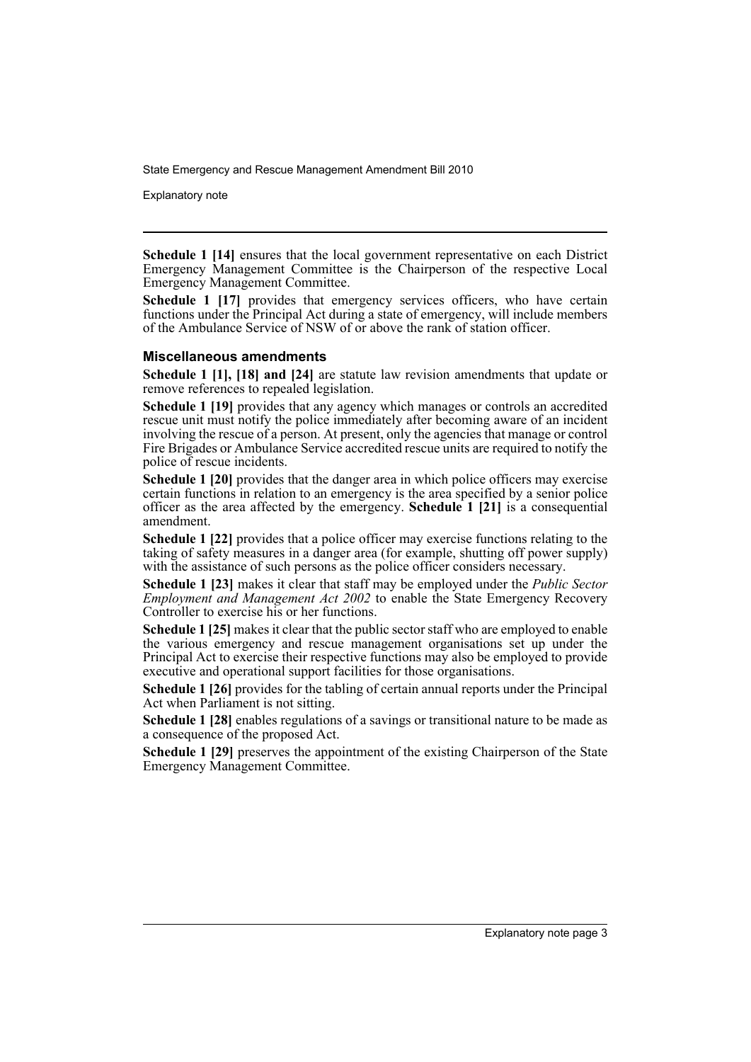**Schedule 1 [14]** ensures that the local government representative on each District Emergency Management Committee is the Chairperson of the respective Local Emergency Management Committee.

**Schedule 1 [17]** provides that emergency services officers, who have certain functions under the Principal Act during a state of emergency, will include members of the Ambulance Service of NSW of or above the rank of station officer.

### Miscellaneous amendments

**Schedule 1 [1], [18] and [24]** are statute law revision amendments that update or remove references to repealed legislation.

**Schedule 1 [19]** provides that any agency which manages or controls an accredited rescue unit must notify the police immediately after becoming aware of an incident involving the rescue of a person. At present, only the agencies that manage or control Fire Brigades or Ambulance Service accredited rescue units are required to notify the police of rescue incidents.

**Schedule 1 [20]** provides that the danger area in which police officers may exercise certain functions in relation to an emergency is the area specified by a senior police officer as the area affected by the emergency. **Schedule 1 [21]** is a consequential amendment.

**Schedule 1 [22]** provides that a police officer may exercise functions relating to the taking of safety measures in a danger area (for example, shutting off power supply) with the assistance of such persons as the police officer considers necessary.

**Schedule 1 [23]** makes it clear that staff may be employed under the *Public Sector Employment and Management Act 2002* to enable the State Emergency Recovery Controller to exercise his or her functions.

**Schedule 1 [25]** makes it clear that the public sector staff who are employed to enable the various emergency and rescue management organisations set up under the Principal Act to exercise their respective functions may also be employed to provide executive and operational support facilities for those organisations.

**Schedule 1 [26]** provides for the tabling of certain annual reports under the Principal Act when Parliament is not sitting.

**Schedule 1 [28]** enables regulations of a savings or transitional nature to be made as a consequence of the proposed Act.

**Schedule 1 [29]** preserves the appointment of the existing Chairperson of the State Emergency Management Committee.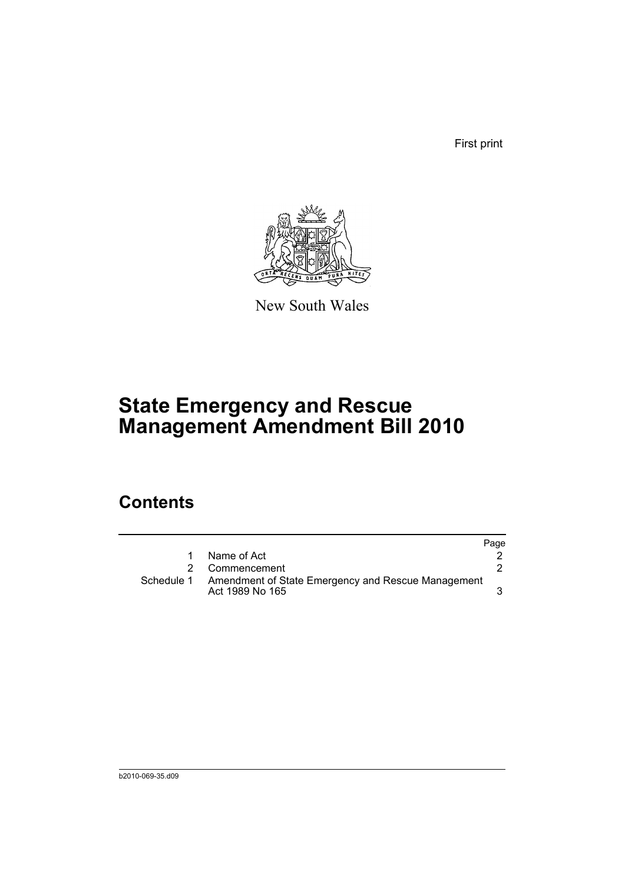First print

New South Wales

# State Emergency and Rescue Management Amendment Bill 2010

## Contents

| | | Page |
|---|---|---|
| 1 | Name of Act | 2 |
| 2 | Commencement | 2 |
| Schedule 1 | Amendment of State Emergency and Rescue Management Act 1989 No 165 | 3 |

b2010-069-35.d09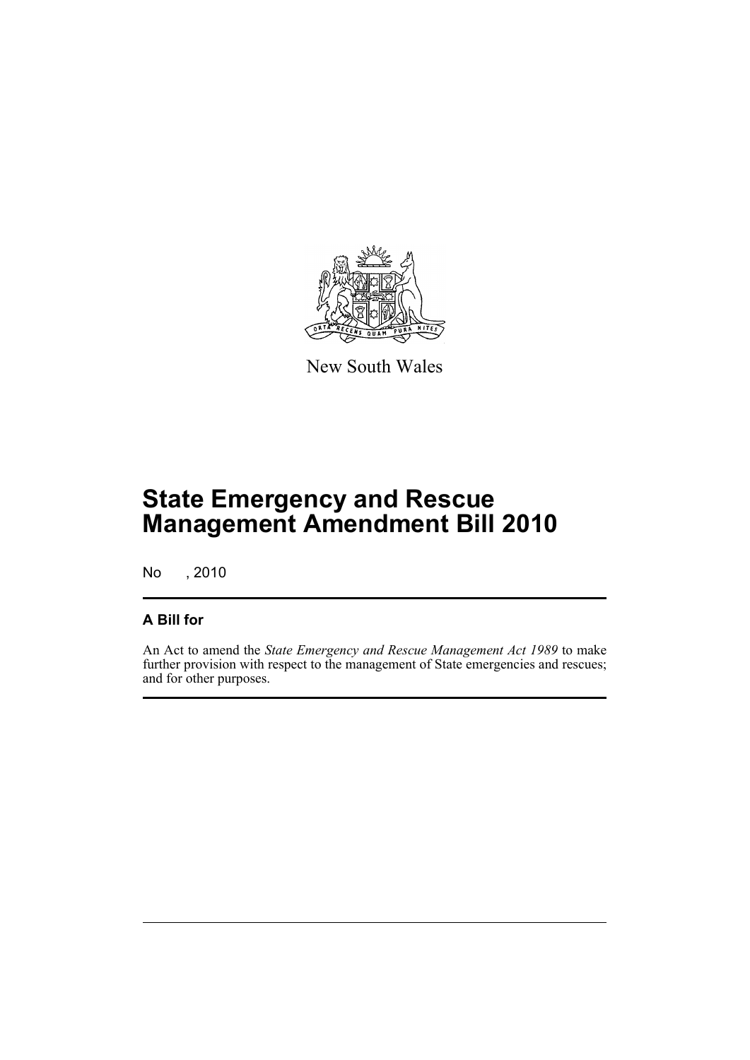New South Wales

# State Emergency and Rescue Management Amendment Bill 2010

No , 2010

## A Bill for

An Act to amend the *State Emergency and Rescue Management Act 1989* to make further provision with respect to the management of State emergencies and rescues; and for other purposes.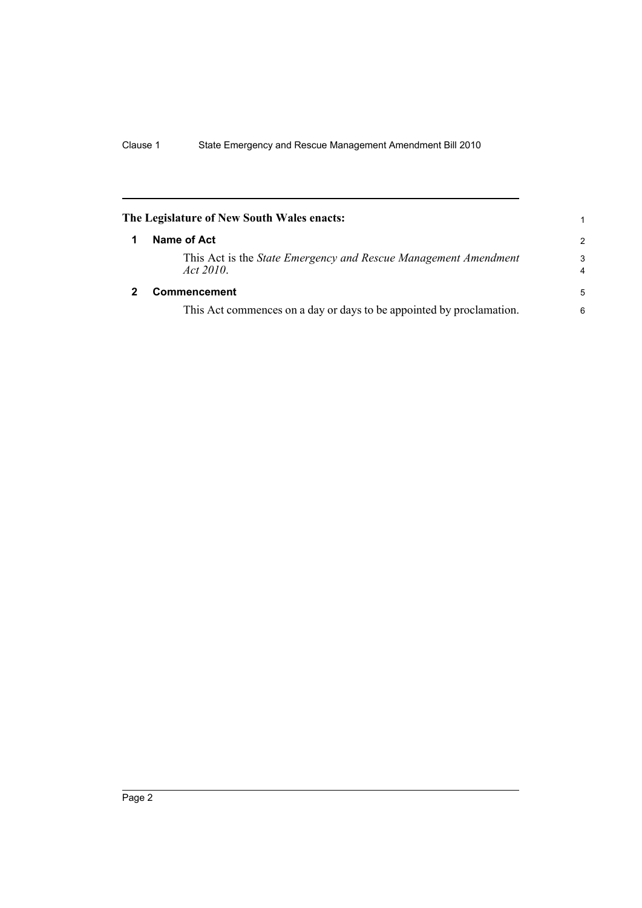**The Legislature of New South Wales enacts:**

## 1 Name of Act

This Act is the *State Emergency and Rescue Management Amendment Act 2010*.

## 2 Commencement

This Act commences on a day or days to be appointed by proclamation.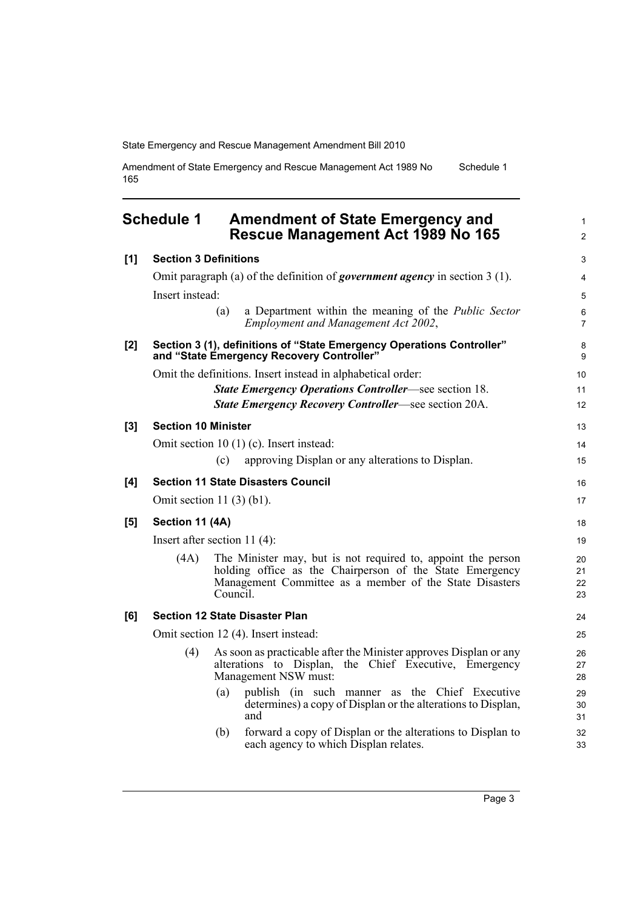## Schedule 1 Amendment of State Emergency and Rescue Management Act 1989 No 165

**[1] Section 3 Definitions**

Omit paragraph (a) of the definition of ***government agency*** in section 3 (1).

Insert instead:

(a) a Department within the meaning of the *Public Sector Employment and Management Act 2002*,

**[2] Section 3 (1), definitions of "State Emergency Operations Controller" and "State Emergency Recovery Controller"**

Omit the definitions. Insert instead in alphabetical order:

***State Emergency Operations Controller***—see section 18.

***State Emergency Recovery Controller***—see section 20A.

**[3] Section 10 Minister**

Omit section 10 (1) (c). Insert instead:

(c) approving Displan or any alterations to Displan.

**[4] Section 11 State Disasters Council**

Omit section 11 (3) (b1).

**[5] Section 11 (4A)**

Insert after section 11 (4):

(4A) The Minister may, but is not required to, appoint the person holding office as the Chairperson of the State Emergency Management Committee as a member of the State Disasters Council.

**[6] Section 12 State Disaster Plan**

Omit section 12 (4). Insert instead:

(4) As soon as practicable after the Minister approves Displan or any alterations to Displan, the Chief Executive, Emergency Management NSW must:

(a) publish (in such manner as the Chief Executive determines) a copy of Displan or the alterations to Displan, and

(b) forward a copy of Displan or the alterations to Displan to each agency to which Displan relates.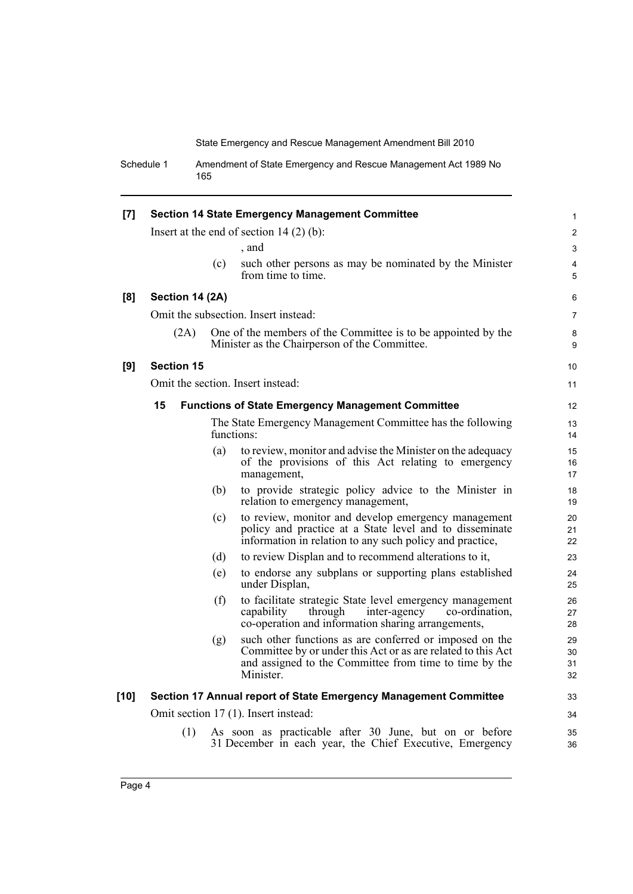**[7] Section 14 State Emergency Management Committee**

Insert at the end of section 14 (2) (b):

, and

(c) such other persons as may be nominated by the Minister from time to time.

**[8] Section 14 (2A)**

Omit the subsection. Insert instead:

(2A) One of the members of the Committee is to be appointed by the Minister as the Chairperson of the Committee.

**[9] Section 15**

Omit the section. Insert instead:

**15 Functions of State Emergency Management Committee**

The State Emergency Management Committee has the following functions:

(a) to review, monitor and advise the Minister on the adequacy of the provisions of this Act relating to emergency management,

(b) to provide strategic policy advice to the Minister in relation to emergency management,

(c) to review, monitor and develop emergency management policy and practice at a State level and to disseminate information in relation to any such policy and practice,

(d) to review Displan and to recommend alterations to it,

(e) to endorse any subplans or supporting plans established under Displan,

(f) to facilitate strategic State level emergency management capability through inter-agency co-ordination, co-operation and information sharing arrangements,

(g) such other functions as are conferred or imposed on the Committee by or under this Act or as are related to this Act and assigned to the Committee from time to time by the Minister.

**[10] Section 17 Annual report of State Emergency Management Committee**

Omit section 17 (1). Insert instead:

(1) As soon as practicable after 30 June, but on or before 31 December in each year, the Chief Executive, Emergency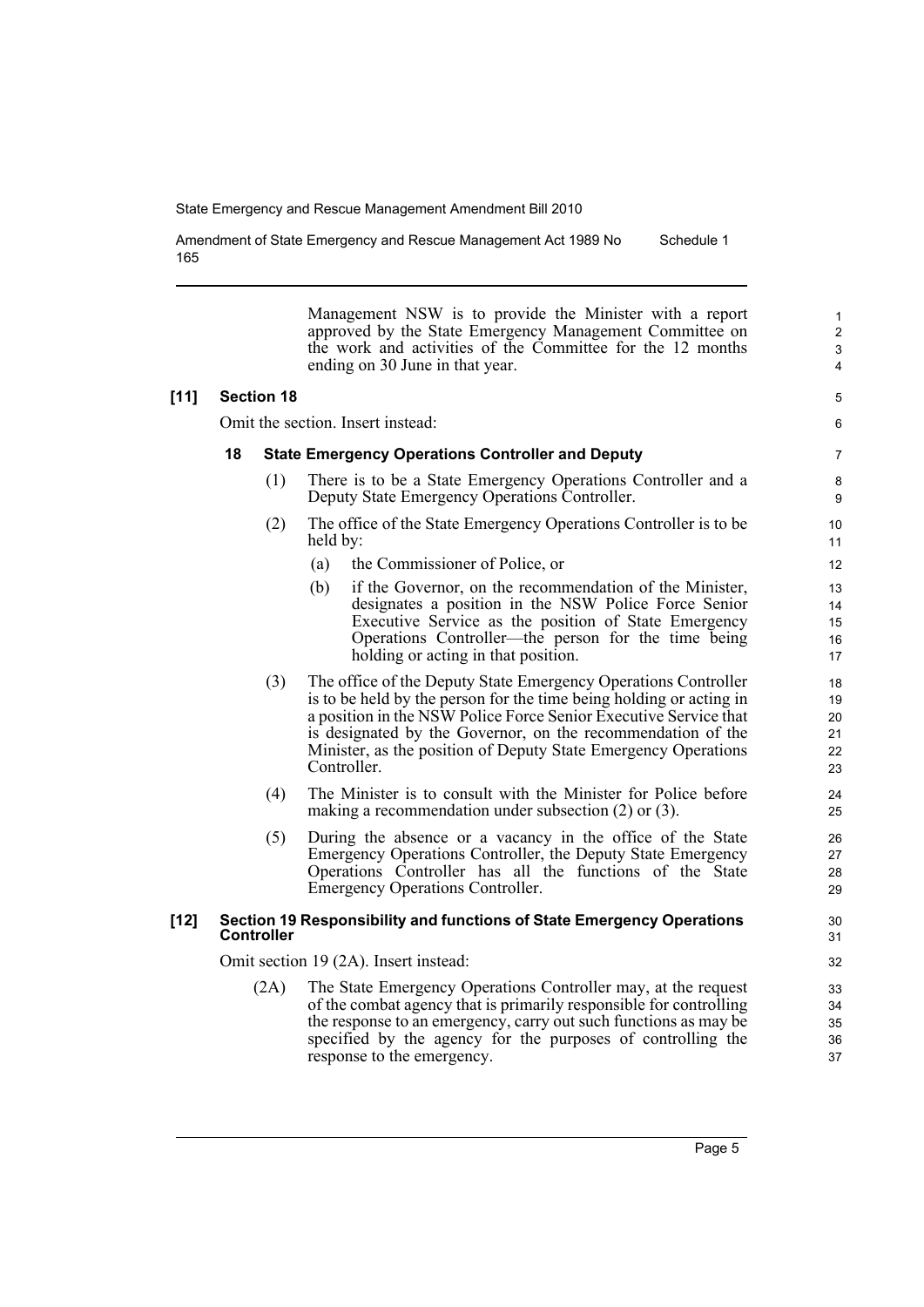Management NSW is to provide the Minister with a report approved by the State Emergency Management Committee on the work and activities of the Committee for the 12 months ending on 30 June in that year.

**[11] Section 18**

Omit the section. Insert instead:

**18 State Emergency Operations Controller and Deputy**

(1) There is to be a State Emergency Operations Controller and a Deputy State Emergency Operations Controller.

(2) The office of the State Emergency Operations Controller is to be held by:

(a) the Commissioner of Police, or

(b) if the Governor, on the recommendation of the Minister, designates a position in the NSW Police Force Senior Executive Service as the position of State Emergency Operations Controller—the person for the time being holding or acting in that position.

(3) The office of the Deputy State Emergency Operations Controller is to be held by the person for the time being holding or acting in a position in the NSW Police Force Senior Executive Service that is designated by the Governor, on the recommendation of the Minister, as the position of Deputy State Emergency Operations Controller.

(4) The Minister is to consult with the Minister for Police before making a recommendation under subsection (2) or (3).

(5) During the absence or a vacancy in the office of the State Emergency Operations Controller, the Deputy State Emergency Operations Controller has all the functions of the State Emergency Operations Controller.

**[12] Section 19 Responsibility and functions of State Emergency Operations Controller**

Omit section 19 (2A). Insert instead:

(2A) The State Emergency Operations Controller may, at the request of the combat agency that is primarily responsible for controlling the response to an emergency, carry out such functions as may be specified by the agency for the purposes of controlling the response to the emergency.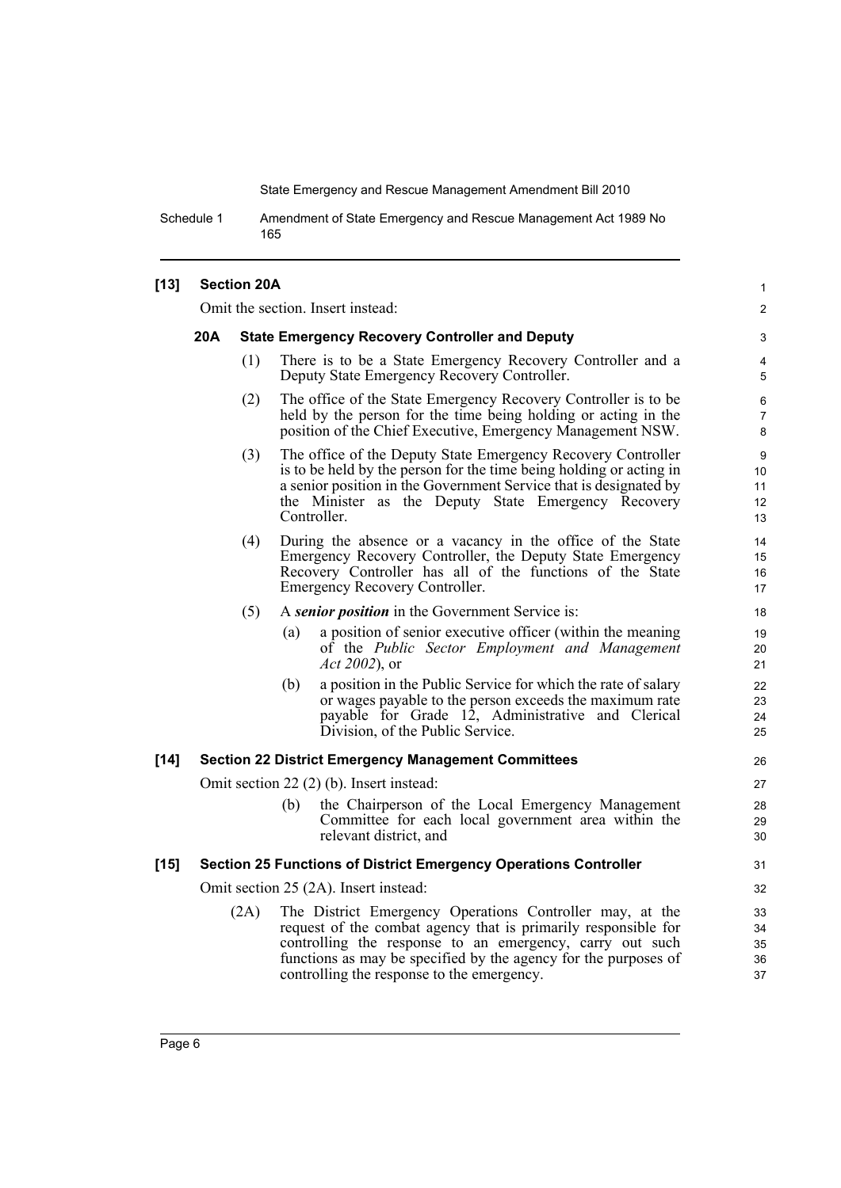**[13] Section 20A**

Omit the section. Insert instead:

**20A State Emergency Recovery Controller and Deputy**

(1) There is to be a State Emergency Recovery Controller and a Deputy State Emergency Recovery Controller.

(2) The office of the State Emergency Recovery Controller is to be held by the person for the time being holding or acting in the position of the Chief Executive, Emergency Management NSW.

(3) The office of the Deputy State Emergency Recovery Controller is to be held by the person for the time being holding or acting in a senior position in the Government Service that is designated by the Minister as the Deputy State Emergency Recovery Controller.

(4) During the absence or a vacancy in the office of the State Emergency Recovery Controller, the Deputy State Emergency Recovery Controller has all of the functions of the State Emergency Recovery Controller.

(5) A ***senior position*** in the Government Service is:

- (a) a position of senior executive officer (within the meaning of the *Public Sector Employment and Management Act 2002*), or
- (b) a position in the Public Service for which the rate of salary or wages payable to the person exceeds the maximum rate payable for Grade 12, Administrative and Clerical Division, of the Public Service.

**[14] Section 22 District Emergency Management Committees**

Omit section 22 (2) (b). Insert instead:

- (b) the Chairperson of the Local Emergency Management Committee for each local government area within the relevant district, and

**[15] Section 25 Functions of District Emergency Operations Controller**

Omit section 25 (2A). Insert instead:

(2A) The District Emergency Operations Controller may, at the request of the combat agency that is primarily responsible for controlling the response to an emergency, carry out such functions as may be specified by the agency for the purposes of controlling the response to the emergency.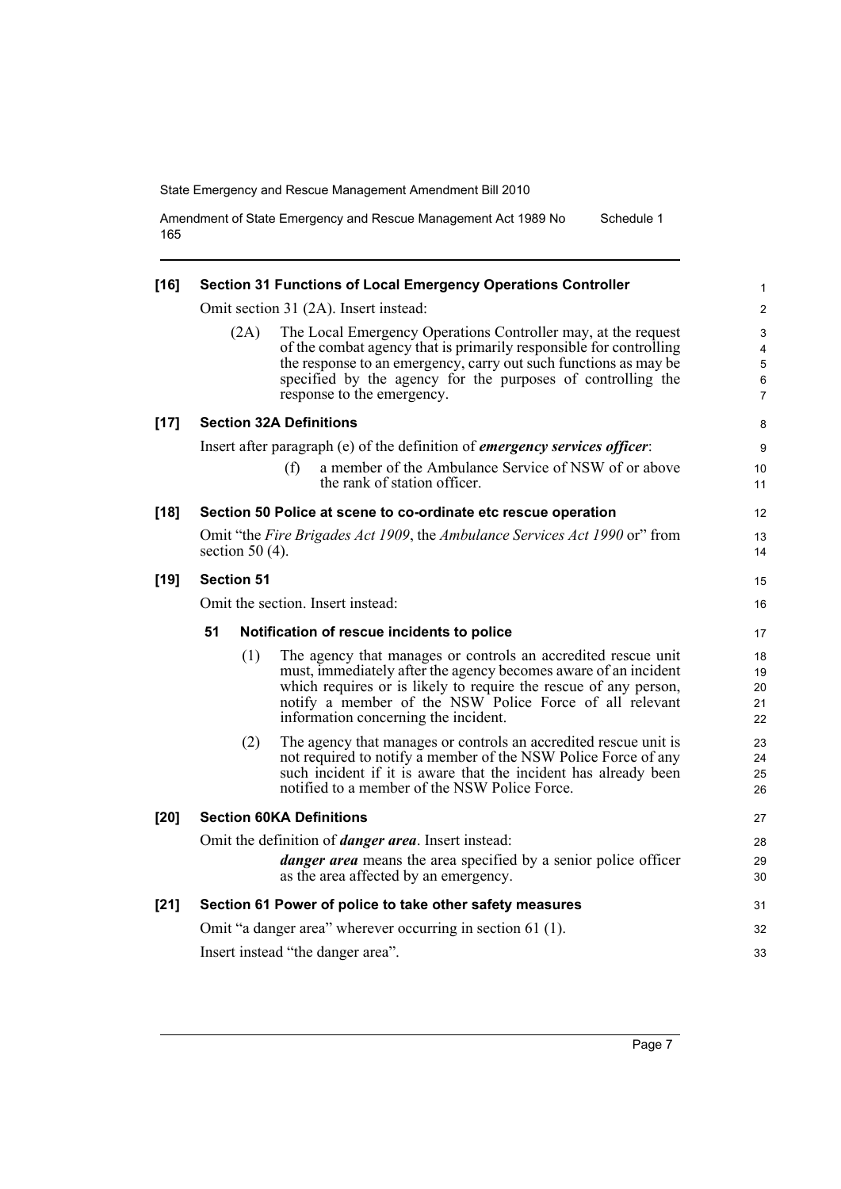**[16] Section 31 Functions of Local Emergency Operations Controller**

Omit section 31 (2A). Insert instead:

(2A) The Local Emergency Operations Controller may, at the request of the combat agency that is primarily responsible for controlling the response to an emergency, carry out such functions as may be specified by the agency for the purposes of controlling the response to the emergency.

**[17] Section 32A Definitions**

Insert after paragraph (e) of the definition of ***emergency services officer***:

(f) a member of the Ambulance Service of NSW of or above the rank of station officer.

**[18] Section 50 Police at scene to co-ordinate etc rescue operation**

Omit "the *Fire Brigades Act 1909*, the *Ambulance Services Act 1990* or" from section 50 (4).

**[19] Section 51**

Omit the section. Insert instead:

**51 Notification of rescue incidents to police**

(1) The agency that manages or controls an accredited rescue unit must, immediately after the agency becomes aware of an incident which requires or is likely to require the rescue of any person, notify a member of the NSW Police Force of all relevant information concerning the incident.

(2) The agency that manages or controls an accredited rescue unit is not required to notify a member of the NSW Police Force of any such incident if it is aware that the incident has already been notified to a member of the NSW Police Force.

**[20] Section 60KA Definitions**

Omit the definition of ***danger area***. Insert instead:

***danger area*** means the area specified by a senior police officer as the area affected by an emergency.

**[21] Section 61 Power of police to take other safety measures**

Omit "a danger area" wherever occurring in section 61 (1).

Insert instead "the danger area".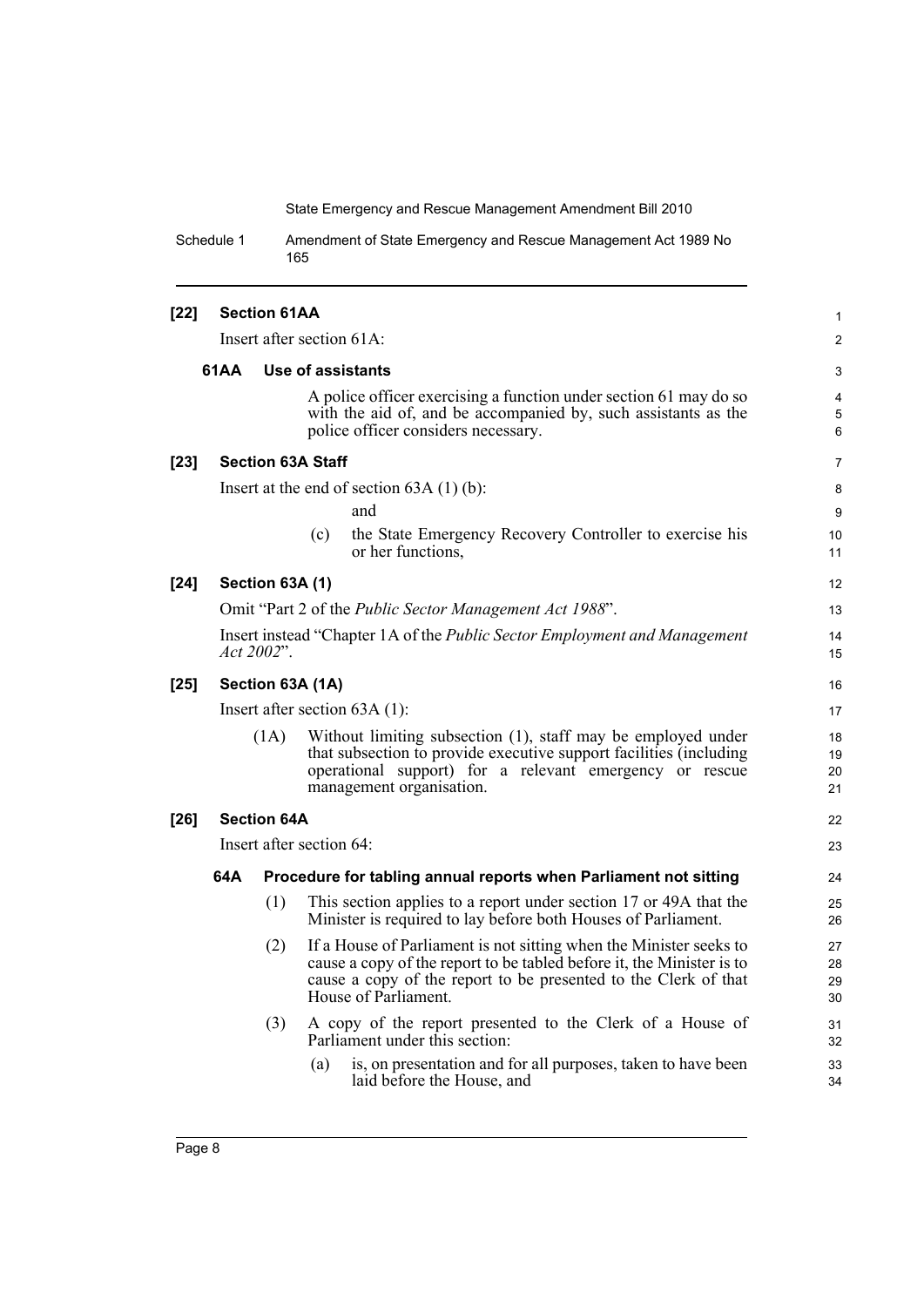**[22] Section 61AA**

Insert after section 61A:

**61AA Use of assistants**

A police officer exercising a function under section 61 may do so with the aid of, and be accompanied by, such assistants as the police officer considers necessary.

**[23] Section 63A Staff**

Insert at the end of section 63A (1) (b):

and

(c) the State Emergency Recovery Controller to exercise his or her functions,

**[24] Section 63A (1)**

Omit "Part 2 of the *Public Sector Management Act 1988*".

Insert instead "Chapter 1A of the *Public Sector Employment and Management Act 2002*".

**[25] Section 63A (1A)**

Insert after section 63A (1):

(1A) Without limiting subsection (1), staff may be employed under that subsection to provide executive support facilities (including operational support) for a relevant emergency or rescue management organisation.

**[26] Section 64A**

Insert after section 64:

**64A Procedure for tabling annual reports when Parliament not sitting**

(1) This section applies to a report under section 17 or 49A that the Minister is required to lay before both Houses of Parliament.

(2) If a House of Parliament is not sitting when the Minister seeks to cause a copy of the report to be tabled before it, the Minister is to cause a copy of the report to be presented to the Clerk of that House of Parliament.

(3) A copy of the report presented to the Clerk of a House of Parliament under this section:

(a) is, on presentation and for all purposes, taken to have been laid before the House, and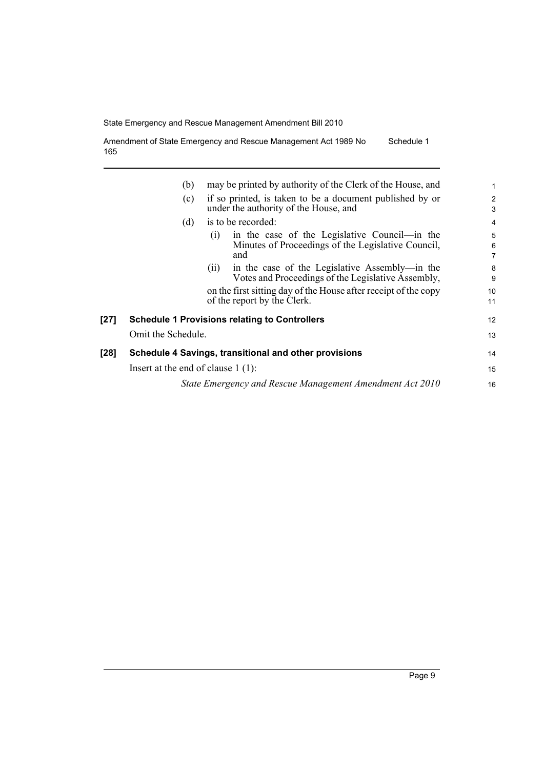(b) may be printed by authority of the Clerk of the House, and

(c) if so printed, is taken to be a document published by or under the authority of the House, and

(d) is to be recorded:

(i) in the case of the Legislative Council—in the Minutes of Proceedings of the Legislative Council, and

(ii) in the case of the Legislative Assembly—in the Votes and Proceedings of the Legislative Assembly,

on the first sitting day of the House after receipt of the copy of the report by the Clerk.

**[27] Schedule 1 Provisions relating to Controllers**

Omit the Schedule.

**[28] Schedule 4 Savings, transitional and other provisions**

Insert at the end of clause 1 (1):

*State Emergency and Rescue Management Amendment Act 2010*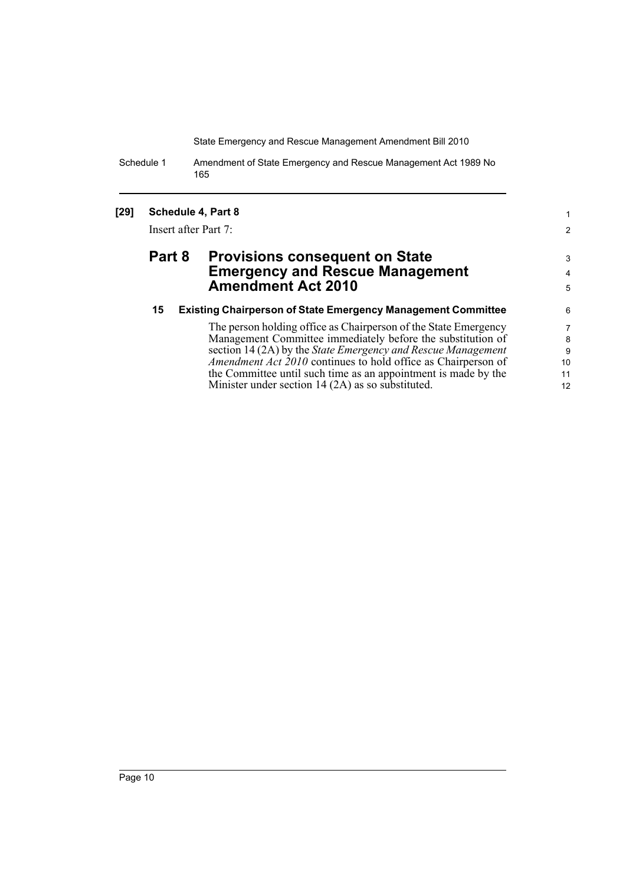**[29] Schedule 4, Part 8**

Insert after Part 7:

## Part 8 Provisions consequent on State Emergency and Rescue Management Amendment Act 2010

### 15 Existing Chairperson of State Emergency Management Committee

The person holding office as Chairperson of the State Emergency Management Committee immediately before the substitution of section 14 (2A) by the *State Emergency and Rescue Management Amendment Act 2010* continues to hold office as Chairperson of the Committee until such time as an appointment is made by the Minister under section 14 (2A) as so substituted.